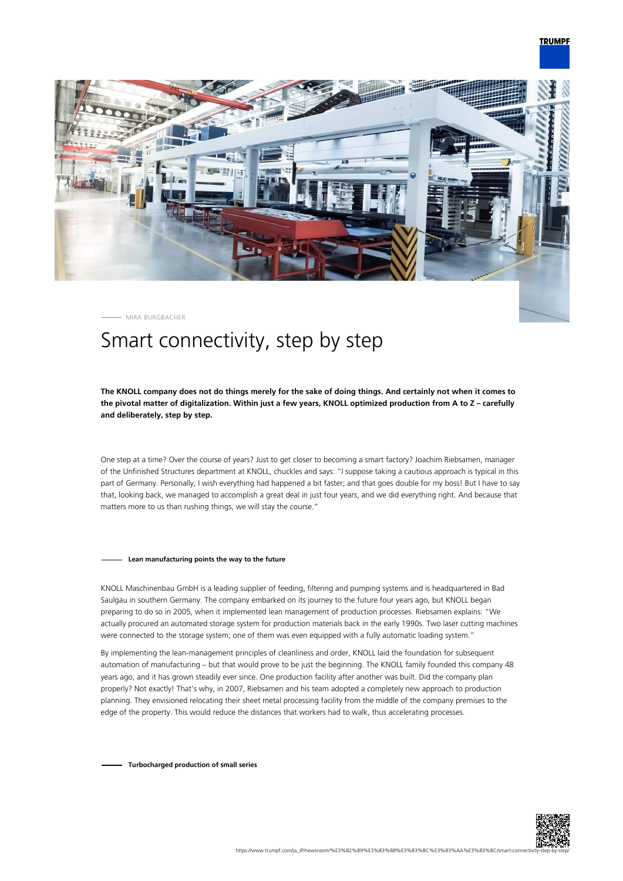MIRA BURGBACHER

# Smart connectivity, step by step

**The KNOLL company does not do things merely for the sake of doing things. And certainly not when it comes to the pivotal matter of digitalization. Within just a few years, KNOLL optimized production from A to Z – carefully and deliberately, step by step.**

One step at a time? Over the course of years? Just to get closer to becoming a smart factory? Joachim Riebsamen, manager of the Unfinished Structures department at KNOLL, chuckles and says: "I suppose taking a cautious approach is typical in this part of Germany. Personally, I wish everything had happened a bit faster; and that goes double for my boss! But I have to say that, looking back, we managed to accomplish a great deal in just four years, and we did everything right. And because that matters more to us than rushing things, we will stay the course."

## Lean manufacturing points the way to the future

KNOLL Maschinenbau GmbH is a leading supplier of feeding, filtering and pumping systems and is headquartered in Bad Saulgau in southern Germany. The company embarked on its journey to the future four years ago, but KNOLL began preparing to do so in 2005, when it implemented lean management of production processes. Riebsamen explains: "We actually procured an automated storage system for production materials back in the early 1990s. Two laser cutting machines were connected to the storage system; one of them was even equipped with a fully automatic loading system."

By implementing the lean-management principles of cleanliness and order, KNOLL laid the foundation for subsequent automation of manufacturing – but that would prove to be just the beginning. The KNOLL family founded this company 48 years ago, and it has grown steadily ever since. One production facility after another was built. Did the company plan properly? Not exactly! That's why, in 2007, Riebsamen and his team adopted a completely new approach to production planning. They envisioned relocating their sheet metal processing facility from the middle of the company premises to the edge of the property. This would reduce the distances that workers had to walk, thus accelerating processes.

## Turbocharged production of small series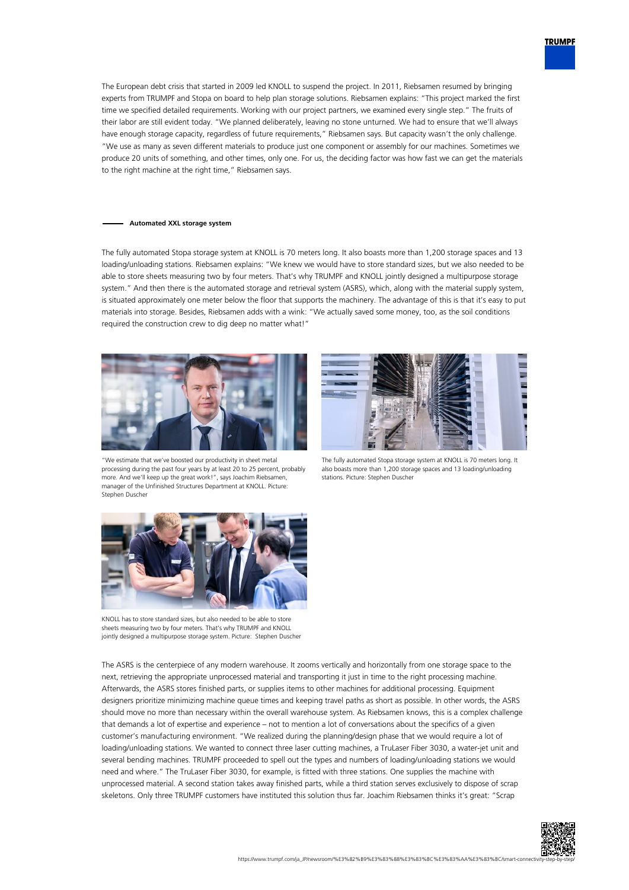The European debt crisis that started in 2009 led KNOLL to suspend the project. In 2011, Riebsamen resumed by bringing experts from TRUMPF and Stopa on board to help plan storage solutions. Riebsamen explains: "This project marked the first time we specified detailed requirements. Working with our project partners, we examined every single step." The fruits of their labor are still evident today. "We planned deliberately, leaving no stone unturned. We had to ensure that we'll always have enough storage capacity, regardless of future requirements," Riebsamen says. But capacity wasn't the only challenge. "We use as many as seven different materials to produce just one component or assembly for our machines. Sometimes we produce 20 units of something, and other times, only one. For us, the deciding factor was how fast we can get the materials to the right machine at the right time," Riebsamen says.

### Automated XXL storage system

The fully automated Stopa storage system at KNOLL is 70 meters long. It also boasts more than 1,200 storage spaces and 13 loading/unloading stations. Riebsamen explains: "We knew we would have to store standard sizes, but we also needed to be able to store sheets measuring two by four meters. That's why TRUMPF and KNOLL jointly designed a multipurpose storage system." And then there is the automated storage and retrieval system (ASRS), which, along with the material supply system, is situated approximately one meter below the floor that supports the machinery. The advantage of this is that it's easy to put materials into storage. Besides, Riebsamen adds with a wink: "We actually saved some money, too, as the soil conditions required the construction crew to dig deep no matter what!"

"We estimate that we've boosted our productivity in sheet metal processing during the past four years by at least 20 to 25 percent, probably more. And we'll keep up the great work!", says Joachim Riebsamen, manager of the Unfinished Structures Department at KNOLL. Picture: Stephen Duscher

The fully automated Stopa storage system at KNOLL is 70 meters long. It also boasts more than 1,200 storage spaces and 13 loading/unloading stations. Picture: Stephen Duscher

KNOLL has to store standard sizes, but also needed to be able to store sheets measuring two by four meters. That's why TRUMPF and KNOLL jointly designed a multipurpose storage system. Picture: Stephen Duscher

The ASRS is the centerpiece of any modern warehouse. It zooms vertically and horizontally from one storage space to the next, retrieving the appropriate unprocessed material and transporting it just in time to the right processing machine. Afterwards, the ASRS stores finished parts, or supplies items to other machines for additional processing. Equipment designers prioritize minimizing machine queue times and keeping travel paths as short as possible. In other words, the ASRS should move no more than necessary within the overall warehouse system. As Riebsamen knows, this is a complex challenge that demands a lot of expertise and experience – not to mention a lot of conversations about the specifics of a given customer's manufacturing environment. "We realized during the planning/design phase that we would require a lot of loading/unloading stations. We wanted to connect three laser cutting machines, a TruLaser Fiber 3030, a water-jet unit and several bending machines. TRUMPF proceeded to spell out the types and numbers of loading/unloading stations we would need and where." The TruLaser Fiber 3030, for example, is fitted with three stations. One supplies the machine with unprocessed material. A second station takes away finished parts, while a third station serves exclusively to dispose of scrap skeletons. Only three TRUMPF customers have instituted this solution thus far. Joachim Riebsamen thinks it's great: "Scrap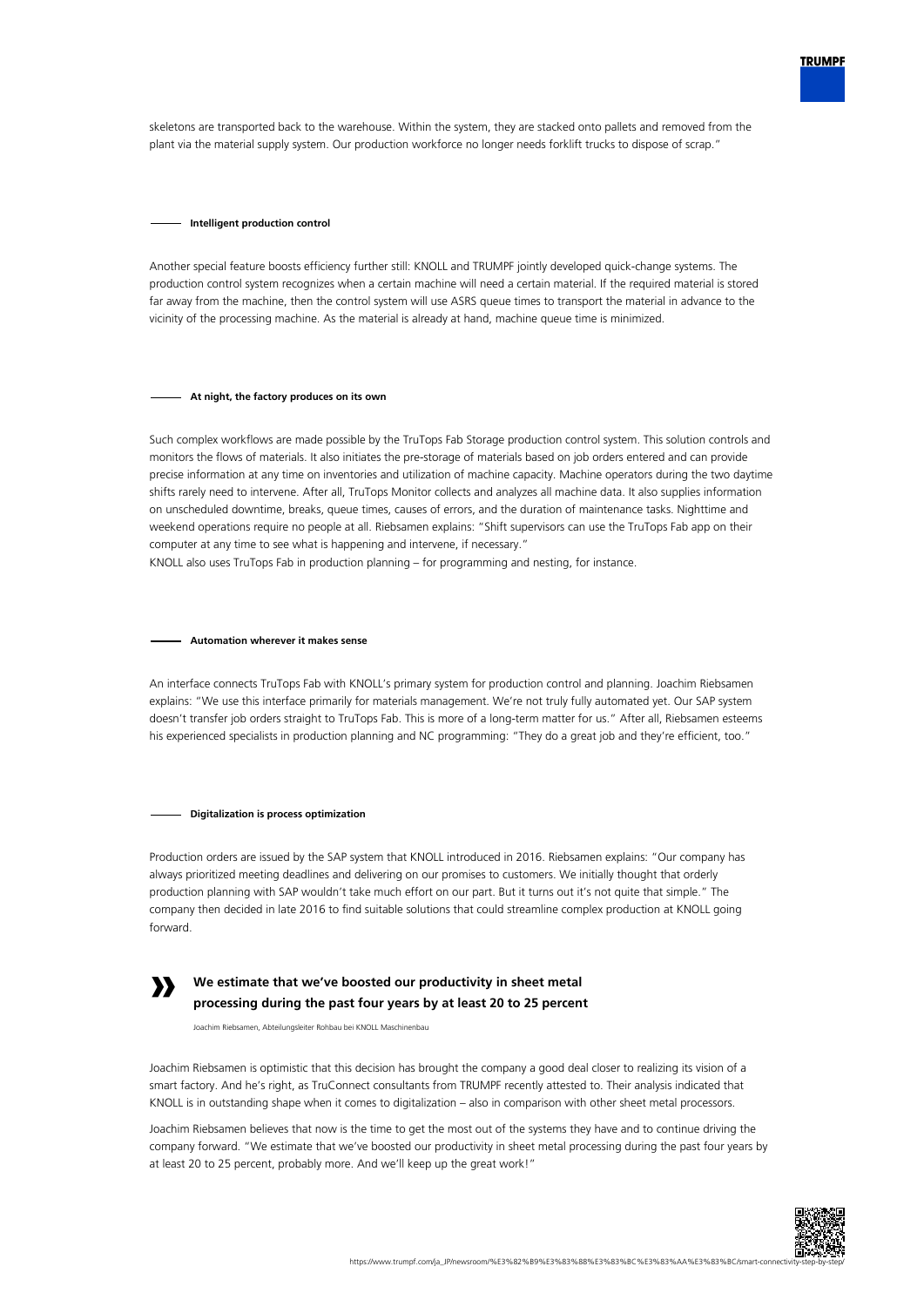skeletons are transported back to the warehouse. Within the system, they are stacked onto pallets and removed from the plant via the material supply system. Our production workforce no longer needs forklift trucks to dispose of scrap."

### Intelligent production control

Another special feature boosts efficiency further still: KNOLL and TRUMPF jointly developed quick-change systems. The production control system recognizes when a certain machine will need a certain material. If the required material is stored far away from the machine, then the control system will use ASRS queue times to transport the material in advance to the vicinity of the processing machine. As the material is already at hand, machine queue time is minimized.

### At night, the factory produces on its own

Such complex workflows are made possible by the TruTops Fab Storage production control system. This solution controls and monitors the flows of materials. It also initiates the pre-storage of materials based on job orders entered and can provide precise information at any time on inventories and utilization of machine capacity. Machine operators during the two daytime shifts rarely need to intervene. After all, TruTops Monitor collects and analyzes all machine data. It also supplies information on unscheduled downtime, breaks, queue times, causes of errors, and the duration of maintenance tasks. Nighttime and weekend operations require no people at all. Riebsamen explains: "Shift supervisors can use the TruTops Fab app on their computer at any time to see what is happening and intervene, if necessary."
KNOLL also uses TruTops Fab in production planning – for programming and nesting, for instance.

### Automation wherever it makes sense

An interface connects TruTops Fab with KNOLL's primary system for production control and planning. Joachim Riebsamen explains: "We use this interface primarily for materials management. We're not truly fully automated yet. Our SAP system doesn't transfer job orders straight to TruTops Fab. This is more of a long-term matter for us." After all, Riebsamen esteems his experienced specialists in production planning and NC programming: "They do a great job and they're efficient, too."

### Digitalization is process optimization

Production orders are issued by the SAP system that KNOLL introduced in 2016. Riebsamen explains: "Our company has always prioritized meeting deadlines and delivering on our promises to customers. We initially thought that orderly production planning with SAP wouldn't take much effort on our part. But it turns out it's not quite that simple." The company then decided in late 2016 to find suitable solutions that could streamline complex production at KNOLL going forward.

> **We estimate that we've boosted our productivity in sheet metal processing during the past four years by at least 20 to 25 percent**
>
> Joachim Riebsamen, Abteilungsleiter Rohbau bei KNOLL Maschinenbau

Joachim Riebsamen is optimistic that this decision has brought the company a good deal closer to realizing its vision of a smart factory. And he's right, as TruConnect consultants from TRUMPF recently attested to. Their analysis indicated that KNOLL is in outstanding shape when it comes to digitalization – also in comparison with other sheet metal processors.

Joachim Riebsamen believes that now is the time to get the most out of the systems they have and to continue driving the company forward. "We estimate that we've boosted our productivity in sheet metal processing during the past four years by at least 20 to 25 percent, probably more. And we'll keep up the great work!"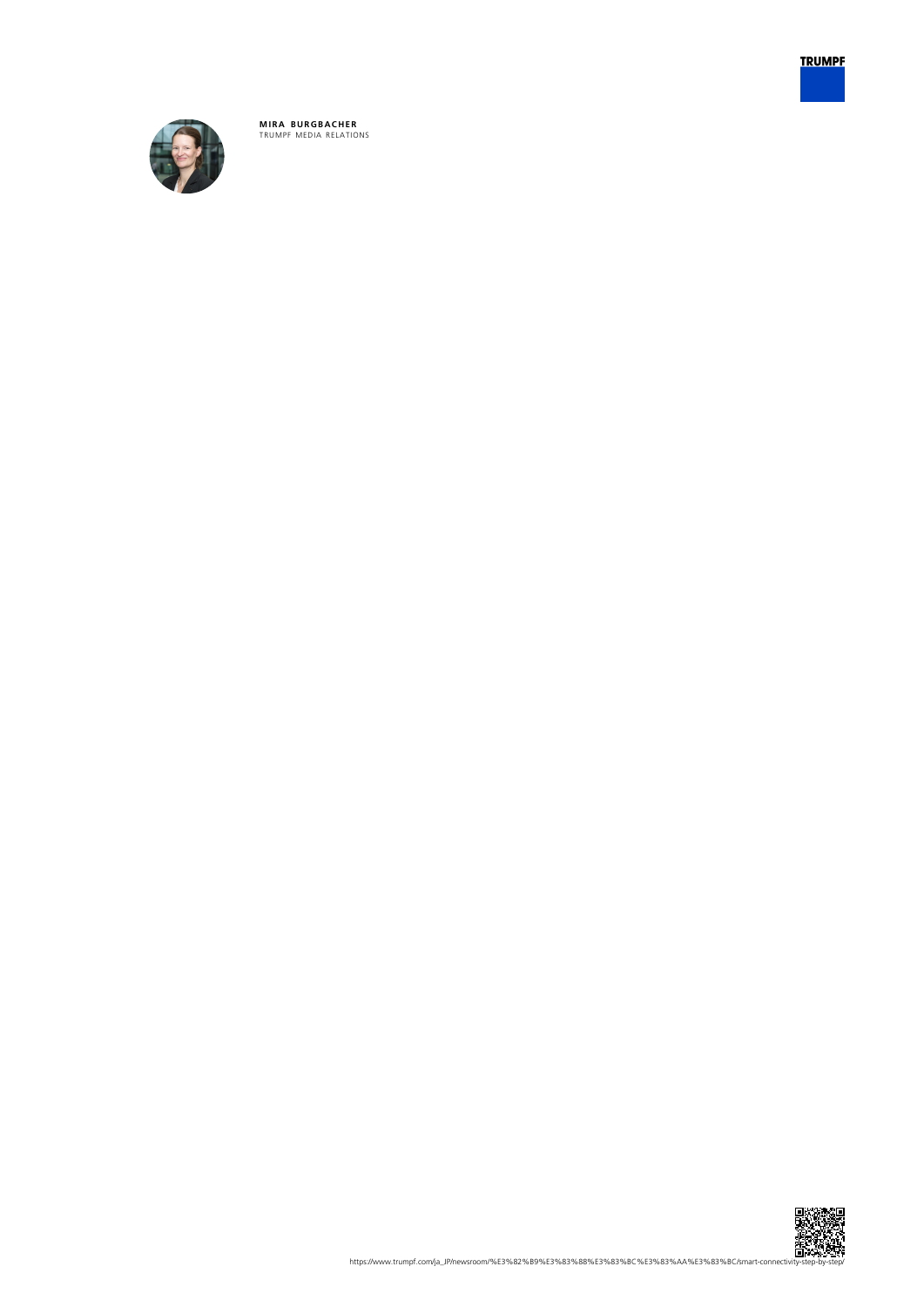**MIRA BURGBACHER**
TRUMPF MEDIA RELATIONS